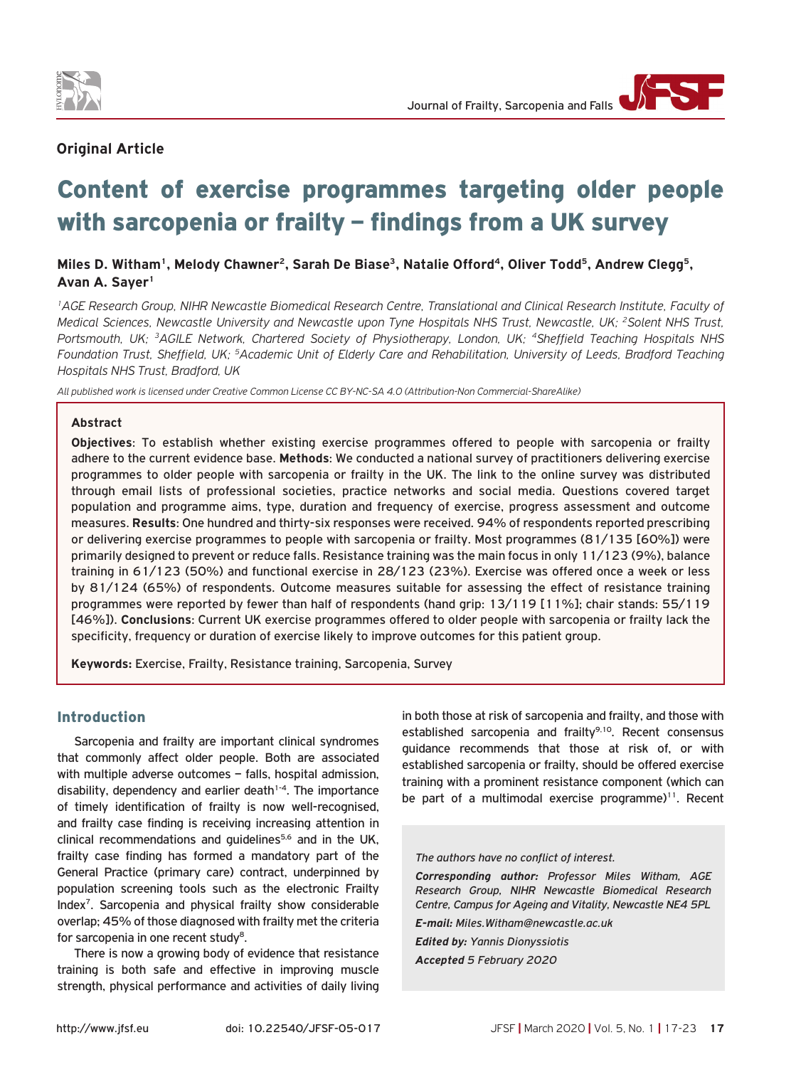**Original Article**

# Content of exercise programmes targeting older people with sarcopenia or frailty – findings from a UK survey

**Miles D. Witham[1], Melody Chawner[2], Sarah De Biase[3], Natalie Offord[4], Oliver Todd[5], Andrew Clegg[5], Avan A. Sayer[1]**

*[1]AGE Research Group, NIHR Newcastle Biomedical Research Centre, Translational and Clinical Research Institute, Faculty of Medical Sciences, Newcastle University and Newcastle upon Tyne Hospitals NHS Trust, Newcastle, UK; [2]Solent NHS Trust, Portsmouth, UK; [3]AGILE Network, Chartered Society of Physiotherapy, London, UK; [4]Sheffield Teaching Hospitals NHS Foundation Trust, Sheffield, UK; [5]Academic Unit of Elderly Care and Rehabilitation, University of Leeds, Bradford Teaching Hospitals NHS Trust, Bradford, UK*

*All published work is licensed under Creative Common License CC BY-NC-SA 4.0 (Attribution-Non Commercial-ShareAlike)*

## Abstract

**Objectives**: To establish whether existing exercise programmes offered to people with sarcopenia or frailty adhere to the current evidence base. **Methods**: We conducted a national survey of practitioners delivering exercise programmes to older people with sarcopenia or frailty in the UK. The link to the online survey was distributed through email lists of professional societies, practice networks and social media. Questions covered target population and programme aims, type, duration and frequency of exercise, progress assessment and outcome measures. **Results**: One hundred and thirty-six responses were received. 94% of respondents reported prescribing or delivering exercise programmes to people with sarcopenia or frailty. Most programmes (81/135 [60%]) were primarily designed to prevent or reduce falls. Resistance training was the main focus in only 11/123 (9%), balance training in 61/123 (50%) and functional exercise in 28/123 (23%). Exercise was offered once a week or less by 81/124 (65%) of respondents. Outcome measures suitable for assessing the effect of resistance training programmes were reported by fewer than half of respondents (hand grip: 13/119 [11%]; chair stands: 55/119 [46%]). **Conclusions**: Current UK exercise programmes offered to older people with sarcopenia or frailty lack the specificity, frequency or duration of exercise likely to improve outcomes for this patient group.

**Keywords:** Exercise, Frailty, Resistance training, Sarcopenia, Survey

## Introduction

Sarcopenia and frailty are important clinical syndromes that commonly affect older people. Both are associated with multiple adverse outcomes – falls, hospital admission, disability, dependency and earlier death[1-4]. The importance of timely identification of frailty is now well-recognised, and frailty case finding is receiving increasing attention in clinical recommendations and guidelines[5,6] and in the UK, frailty case finding has formed a mandatory part of the General Practice (primary care) contract, underpinned by population screening tools such as the electronic Frailty Index[7]. Sarcopenia and physical frailty show considerable overlap; 45% of those diagnosed with frailty met the criteria for sarcopenia in one recent study[8].

There is now a growing body of evidence that resistance training is both safe and effective in improving muscle strength, physical performance and activities of daily living in both those at risk of sarcopenia and frailty, and those with established sarcopenia and frailty[9,10]. Recent consensus guidance recommends that those at risk of, or with established sarcopenia or frailty, should be offered exercise training with a prominent resistance component (which can be part of a multimodal exercise programme)[11]. Recent

*The authors have no conflict of interest.*

***Corresponding author:*** *Professor Miles Witham, AGE Research Group, NIHR Newcastle Biomedical Research Centre, Campus for Ageing and Vitality, Newcastle NE4 5PL*

***E-mail:*** *Miles.Witham@newcastle.ac.uk*

***Edited by:*** *Yannis Dionyssiotis*

***Accepted*** *5 February 2020*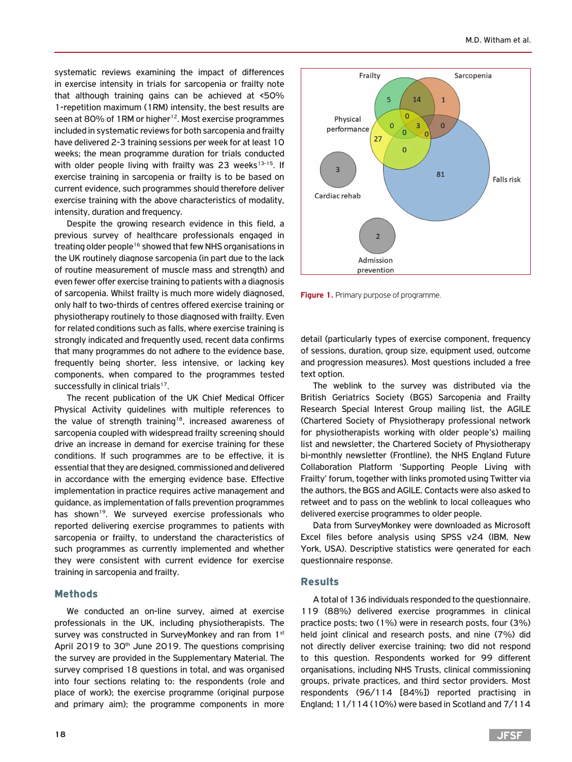systematic reviews examining the impact of differences in exercise intensity in trials for sarcopenia or frailty note that although training gains can be achieved at <50% 1-repetition maximum (1RM) intensity, the best results are seen at 80% of 1RM or higher[12]. Most exercise programmes included in systematic reviews for both sarcopenia and frailty have delivered 2-3 training sessions per week for at least 10 weeks; the mean programme duration for trials conducted with older people living with frailty was 23 weeks[13-15]. If exercise training in sarcopenia or frailty is to be based on current evidence, such programmes should therefore deliver exercise training with the above characteristics of modality, intensity, duration and frequency.

Despite the growing research evidence in this field, a previous survey of healthcare professionals engaged in treating older people[16] showed that few NHS organisations in the UK routinely diagnose sarcopenia (in part due to the lack of routine measurement of muscle mass and strength) and even fewer offer exercise training to patients with a diagnosis of sarcopenia. Whilst frailty is much more widely diagnosed, only half to two-thirds of centres offered exercise training or physiotherapy routinely to those diagnosed with frailty. Even for related conditions such as falls, where exercise training is strongly indicated and frequently used, recent data confirms that many programmes do not adhere to the evidence base, frequently being shorter, less intensive, or lacking key components, when compared to the programmes tested successfully in clinical trials[17].

The recent publication of the UK Chief Medical Officer Physical Activity guidelines with multiple references to the value of strength training[18], increased awareness of sarcopenia coupled with widespread frailty screening should drive an increase in demand for exercise training for these conditions. If such programmes are to be effective, it is essential that they are designed, commissioned and delivered in accordance with the emerging evidence base. Effective implementation in practice requires active management and guidance, as implementation of falls prevention programmes has shown[19]. We surveyed exercise professionals who reported delivering exercise programmes to patients with sarcopenia or frailty, to understand the characteristics of such programmes as currently implemented and whether they were consistent with current evidence for exercise training in sarcopenia and frailty.

## Methods

We conducted an on-line survey, aimed at exercise professionals in the UK, including physiotherapists. The survey was constructed in SurveyMonkey and ran from 1st April 2019 to 30th June 2019. The questions comprising the survey are provided in the Supplementary Material. The survey comprised 18 questions in total, and was organised into four sections relating to: the respondents (role and place of work); the exercise programme (original purpose and primary aim); the programme components in more detail (particularly types of exercise component, frequency of sessions, duration, group size, equipment used, outcome and progression measures). Most questions included a free text option.

**Figure 1.** Primary purpose of programme.

The weblink to the survey was distributed via the British Geriatrics Society (BGS) Sarcopenia and Frailty Research Special Interest Group mailing list, the AGILE (Chartered Society of Physiotherapy professional network for physiotherapists working with older people's) mailing list and newsletter, the Chartered Society of Physiotherapy bi-monthly newsletter (Frontline), the NHS England Future Collaboration Platform 'Supporting People Living with Frailty' forum, together with links promoted using Twitter via the authors, the BGS and AGILE. Contacts were also asked to retweet and to pass on the weblink to local colleagues who delivered exercise programmes to older people.

Data from SurveyMonkey were downloaded as Microsoft Excel files before analysis using SPSS v24 (IBM, New York, USA). Descriptive statistics were generated for each questionnaire response.

## Results

A total of 136 individuals responded to the questionnaire. 119 (88%) delivered exercise programmes in clinical practice posts; two (1%) were in research posts, four (3%) held joint clinical and research posts, and nine (7%) did not directly deliver exercise training; two did not respond to this question. Respondents worked for 99 different organisations, including NHS Trusts, clinical commissioning groups, private practices, and third sector providers. Most respondents (96/114 [84%]) reported practising in England; 11/114 (10%) were based in Scotland and 7/114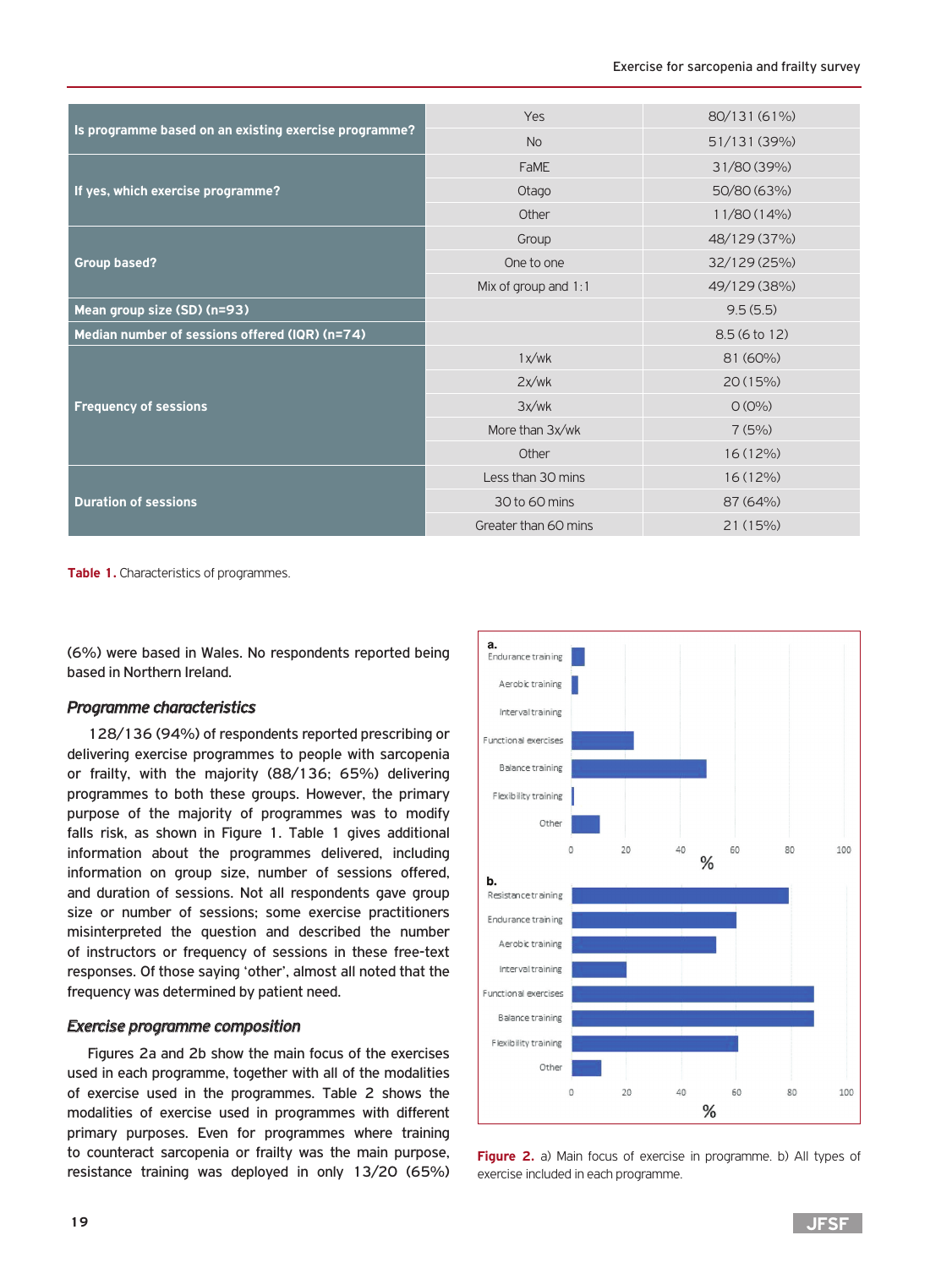| | | |
|---|---|---|
| **Is programme based on an existing exercise programme?** | Yes | 80/131 (61%) |
| | No | 51/131 (39%) |
| **If yes, which exercise programme?** | FaME | 31/80 (39%) |
| | Otago | 50/80 (63%) |
| | Other | 11/80 (14%) |
| **Group based?** | Group | 48/129 (37%) |
| | One to one | 32/129 (25%) |
| | Mix of group and 1:1 | 49/129 (38%) |
| **Mean group size (SD) (n=93)** | | 9.5 (5.5) |
| **Median number of sessions offered (IQR) (n=74)** | | 8.5 (6 to 12) |
| **Frequency of sessions** | 1x/wk | 81 (60%) |
| | 2x/wk | 20 (15%) |
| | 3x/wk | 0 (0%) |
| | More than 3x/wk | 7 (5%) |
| | Other | 16 (12%) |
| **Duration of sessions** | Less than 30 mins | 16 (12%) |
| | 30 to 60 mins | 87 (64%) |
| | Greater than 60 mins | 21 (15%) |

**Table 1.** Characteristics of programmes.

(6%) were based in Wales. No respondents reported being based in Northern Ireland.

### *Programme characteristics*

128/136 (94%) of respondents reported prescribing or delivering exercise programmes to people with sarcopenia or frailty, with the majority (88/136; 65%) delivering programmes to both these groups. However, the primary purpose of the majority of programmes was to modify falls risk, as shown in Figure 1. Table 1 gives additional information about the programmes delivered, including information on group size, number of sessions offered, and duration of sessions. Not all respondents gave group size or number of sessions; some exercise practitioners misinterpreted the question and described the number of instructors or frequency of sessions in these free-text responses. Of those saying 'other', almost all noted that the frequency was determined by patient need.

### *Exercise programme composition*

Figures 2a and 2b show the main focus of the exercises used in each programme, together with all of the modalities of exercise used in the programmes. Table 2 shows the modalities of exercise used in programmes with different primary purposes. Even for programmes where training to counteract sarcopenia or frailty was the main purpose, resistance training was deployed in only 13/20 (65%)

**Figure 2.** a) Main focus of exercise in programme. b) All types of exercise included in each programme.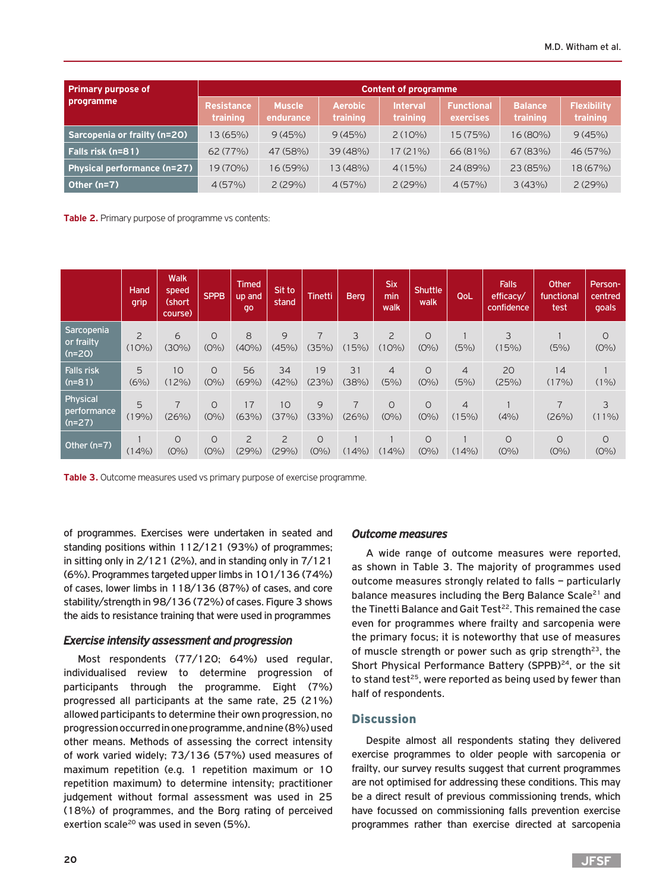| Primary purpose of programme | Content of programme | | | | | | |
|---|---|---|---|---|---|---|---|
| | Resistance training | Muscle endurance | Aerobic training | Interval training | Functional exercises | Balance training | Flexibility training |
| Sarcopenia or frailty (n=20) | 13 (65%) | 9 (45%) | 9 (45%) | 2 (10%) | 15 (75%) | 16 (80%) | 9 (45%) |
| Falls risk (n=81) | 62 (77%) | 47 (58%) | 39 (48%) | 17 (21%) | 66 (81%) | 67 (83%) | 46 (57%) |
| Physical performance (n=27) | 19 (70%) | 16 (59%) | 13 (48%) | 4 (15%) | 24 (89%) | 23 (85%) | 18 (67%) |
| Other (n=7) | 4 (57%) | 2 (29%) | 4 (57%) | 2 (29%) | 4 (57%) | 3 (43%) | 2 (29%) |

**Table 2.** Primary purpose of programme vs contents:

| | Hand grip | Walk speed (short course) | SPPB | Timed up and go | Sit to stand | Tinetti | Berg | Six min walk | Shuttle walk | QoL | Falls efficacy/ confidence | Other functional test | Person-centred goals |
|---|---|---|---|---|---|---|---|---|---|---|---|---|---|
| Sarcopenia or frailty (n=20) | 2 (10%) | 6 (30%) | 0 (0%) | 8 (40%) | 9 (45%) | 7 (35%) | 3 (15%) | 2 (10%) | 0 (0%) | 1 (5%) | 3 (15%) | 1 (5%) | 0 (0%) |
| Falls risk (n=81) | 5 (6%) | 10 (12%) | 0 (0%) | 56 (69%) | 34 (42%) | 19 (23%) | 31 (38%) | 4 (5%) | 0 (0%) | 4 (5%) | 20 (25%) | 14 (17%) | 1 (1%) |
| Physical performance (n=27) | 5 (19%) | 7 (26%) | 0 (0%) | 17 (63%) | 10 (37%) | 9 (33%) | 7 (26%) | 0 (0%) | 0 (0%) | 4 (15%) | 1 (4%) | 7 (26%) | 3 (11%) |
| Other (n=7) | 1 (14%) | 0 (0%) | 0 (0%) | 2 (29%) | 2 (29%) | 0 (0%) | 1 (14%) | 1 (14%) | 0 (0%) | 1 (14%) | 0 (0%) | 0 (0%) | 0 (0%) |

**Table 3.** Outcome measures used vs primary purpose of exercise programme.

of programmes. Exercises were undertaken in seated and standing positions within 112/121 (93%) of programmes; in sitting only in 2/121 (2%), and in standing only in 7/121 (6%). Programmes targeted upper limbs in 101/136 (74%) of cases, lower limbs in 118/136 (87%) of cases, and core stability/strength in 98/136 (72%) of cases. Figure 3 shows the aids to resistance training that were used in programmes

### *Exercise intensity assessment and progression*

Most respondents (77/120; 64%) used regular, individualised review to determine progression of participants through the programme. Eight (7%) progressed all participants at the same rate, 25 (21%) allowed participants to determine their own progression, no progression occurred in one programme, and nine (8%) used other means. Methods of assessing the correct intensity of work varied widely; 73/136 (57%) used measures of maximum repetition (e.g. 1 repetition maximum or 10 repetition maximum) to determine intensity; practitioner judgement without formal assessment was used in 25 (18%) of programmes, and the Borg rating of perceived exertion scale[20] was used in seven (5%).

### *Outcome measures*

A wide range of outcome measures were reported, as shown in Table 3. The majority of programmes used outcome measures strongly related to falls – particularly balance measures including the Berg Balance Scale[21] and the Tinetti Balance and Gait Test[22]. This remained the case even for programmes where frailty and sarcopenia were the primary focus; it is noteworthy that use of measures of muscle strength or power such as grip strength[23], the Short Physical Performance Battery (SPPB)[24], or the sit to stand test[25], were reported as being used by fewer than half of respondents.

## Discussion

Despite almost all respondents stating they delivered exercise programmes to older people with sarcopenia or frailty, our survey results suggest that current programmes are not optimised for addressing these conditions. This may be a direct result of previous commissioning trends, which have focussed on commissioning falls prevention exercise programmes rather than exercise directed at sarcopenia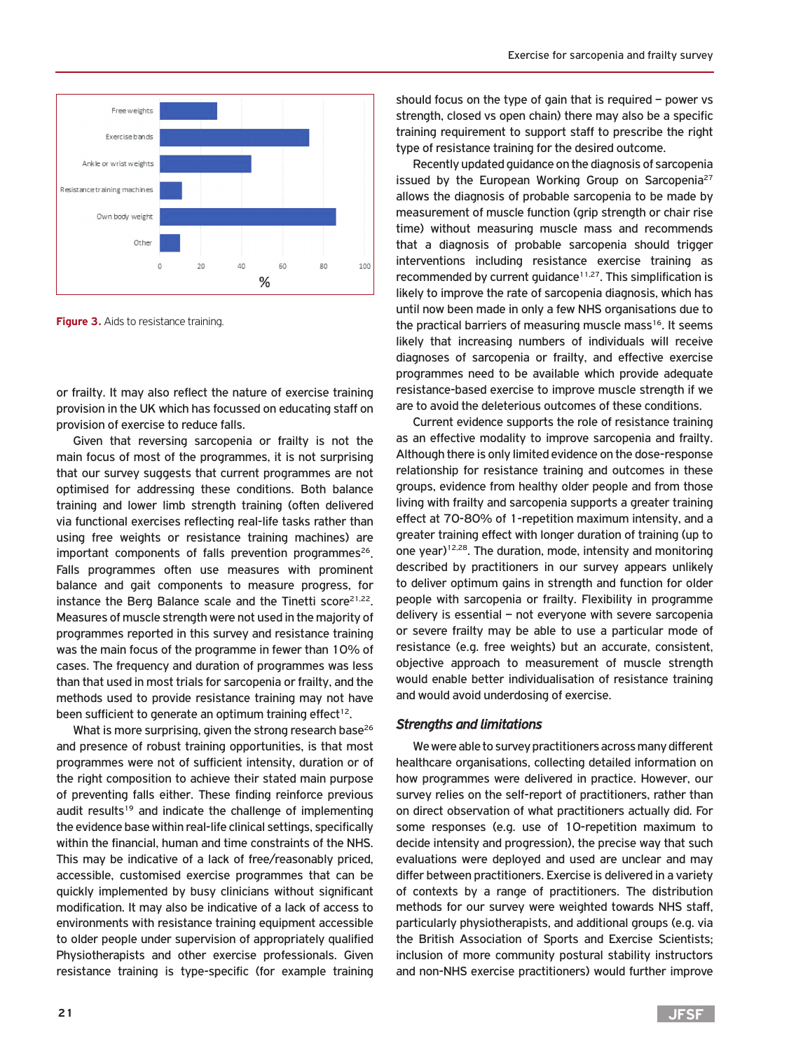Figure 3. Aids to resistance training.

or frailty. It may also reflect the nature of exercise training provision in the UK which has focussed on educating staff on provision of exercise to reduce falls.

Given that reversing sarcopenia or frailty is not the main focus of most of the programmes, it is not surprising that our survey suggests that current programmes are not optimised for addressing these conditions. Both balance training and lower limb strength training (often delivered via functional exercises reflecting real-life tasks rather than using free weights or resistance training machines) are important components of falls prevention programmes[26]. Falls programmes often use measures with prominent balance and gait components to measure progress, for instance the Berg Balance scale and the Tinetti score[21,22]. Measures of muscle strength were not used in the majority of programmes reported in this survey and resistance training was the main focus of the programme in fewer than 10% of cases. The frequency and duration of programmes was less than that used in most trials for sarcopenia or frailty, and the methods used to provide resistance training may not have been sufficient to generate an optimum training effect[12].

What is more surprising, given the strong research base[26] and presence of robust training opportunities, is that most programmes were not of sufficient intensity, duration or of the right composition to achieve their stated main purpose of preventing falls either. These finding reinforce previous audit results[19] and indicate the challenge of implementing the evidence base within real-life clinical settings, specifically within the financial, human and time constraints of the NHS. This may be indicative of a lack of free/reasonably priced, accessible, customised exercise programmes that can be quickly implemented by busy clinicians without significant modification. It may also be indicative of a lack of access to environments with resistance training equipment accessible to older people under supervision of appropriately qualified Physiotherapists and other exercise professionals. Given resistance training is type-specific (for example training should focus on the type of gain that is required – power vs strength, closed vs open chain) there may also be a specific training requirement to support staff to prescribe the right type of resistance training for the desired outcome.

Recently updated guidance on the diagnosis of sarcopenia issued by the European Working Group on Sarcopenia[27] allows the diagnosis of probable sarcopenia to be made by measurement of muscle function (grip strength or chair rise time) without measuring muscle mass and recommends that a diagnosis of probable sarcopenia should trigger interventions including resistance exercise training as recommended by current guidance[11,27]. This simplification is likely to improve the rate of sarcopenia diagnosis, which has until now been made in only a few NHS organisations due to the practical barriers of measuring muscle mass[16]. It seems likely that increasing numbers of individuals will receive diagnoses of sarcopenia or frailty, and effective exercise programmes need to be available which provide adequate resistance-based exercise to improve muscle strength if we are to avoid the deleterious outcomes of these conditions.

Current evidence supports the role of resistance training as an effective modality to improve sarcopenia and frailty. Although there is only limited evidence on the dose-response relationship for resistance training and outcomes in these groups, evidence from healthy older people and from those living with frailty and sarcopenia supports a greater training effect at 70-80% of 1-repetition maximum intensity, and a greater training effect with longer duration of training (up to one year)[12,28]. The duration, mode, intensity and monitoring described by practitioners in our survey appears unlikely to deliver optimum gains in strength and function for older people with sarcopenia or frailty. Flexibility in programme delivery is essential – not everyone with severe sarcopenia or severe frailty may be able to use a particular mode of resistance (e.g. free weights) but an accurate, consistent, objective approach to measurement of muscle strength would enable better individualisation of resistance training and would avoid underdosing of exercise.

### *Strengths and limitations*

We were able to survey practitioners across many different healthcare organisations, collecting detailed information on how programmes were delivered in practice. However, our survey relies on the self-report of practitioners, rather than on direct observation of what practitioners actually did. For some responses (e.g. use of 10-repetition maximum to decide intensity and progression), the precise way that such evaluations were deployed and used are unclear and may differ between practitioners. Exercise is delivered in a variety of contexts by a range of practitioners. The distribution methods for our survey were weighted towards NHS staff, particularly physiotherapists, and additional groups (e.g. via the British Association of Sports and Exercise Scientists; inclusion of more community postural stability instructors and non-NHS exercise practitioners) would further improve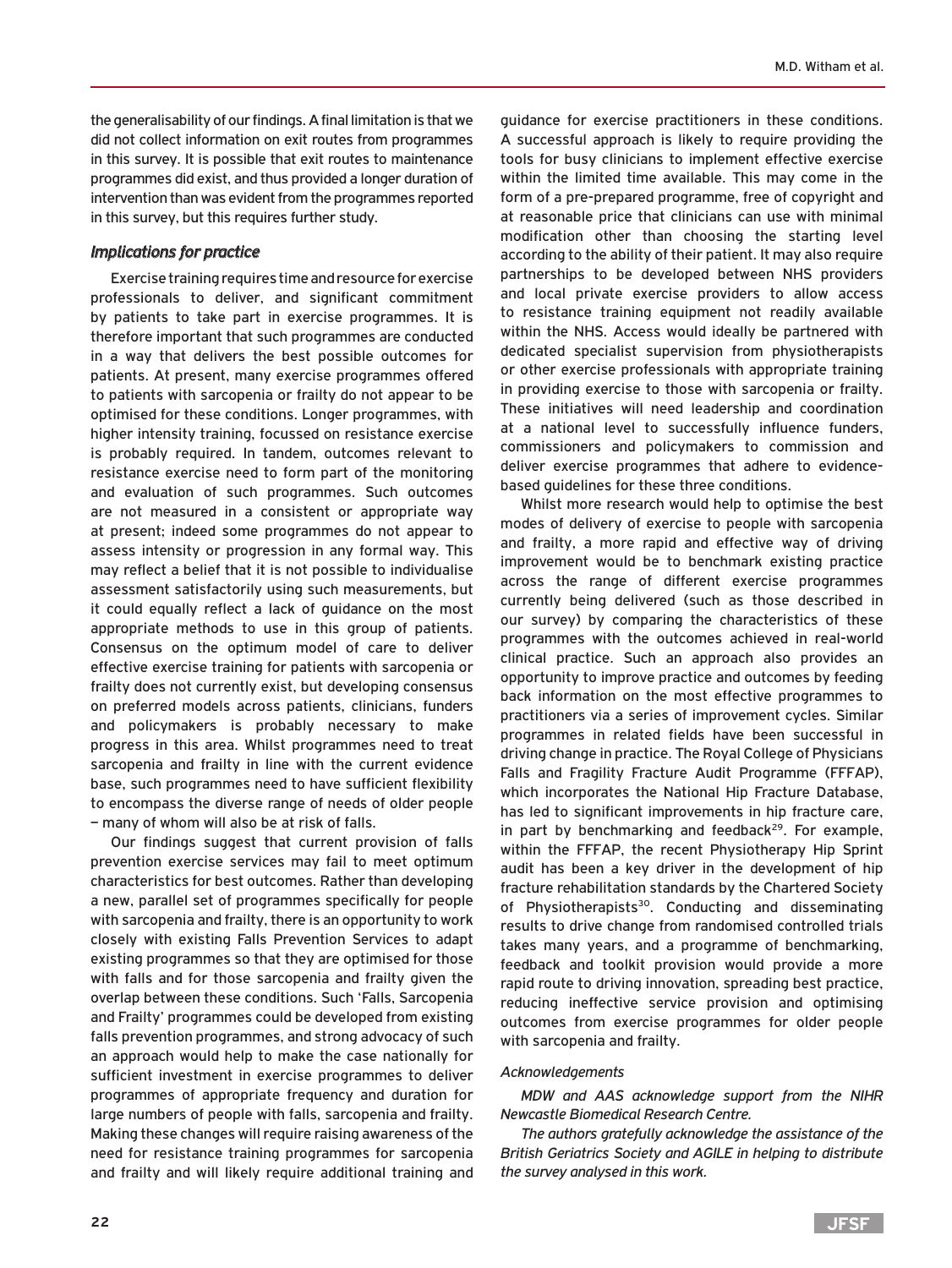the generalisability of our findings. A final limitation is that we did not collect information on exit routes from programmes in this survey. It is possible that exit routes to maintenance programmes did exist, and thus provided a longer duration of intervention than was evident from the programmes reported in this survey, but this requires further study.

### *Implications for practice*

Exercise training requires time and resource for exercise professionals to deliver, and significant commitment by patients to take part in exercise programmes. It is therefore important that such programmes are conducted in a way that delivers the best possible outcomes for patients. At present, many exercise programmes offered to patients with sarcopenia or frailty do not appear to be optimised for these conditions. Longer programmes, with higher intensity training, focussed on resistance exercise is probably required. In tandem, outcomes relevant to resistance exercise need to form part of the monitoring and evaluation of such programmes. Such outcomes are not measured in a consistent or appropriate way at present; indeed some programmes do not appear to assess intensity or progression in any formal way. This may reflect a belief that it is not possible to individualise assessment satisfactorily using such measurements, but it could equally reflect a lack of guidance on the most appropriate methods to use in this group of patients. Consensus on the optimum model of care to deliver effective exercise training for patients with sarcopenia or frailty does not currently exist, but developing consensus on preferred models across patients, clinicians, funders and policymakers is probably necessary to make progress in this area. Whilst programmes need to treat sarcopenia and frailty in line with the current evidence base, such programmes need to have sufficient flexibility to encompass the diverse range of needs of older people – many of whom will also be at risk of falls.

Our findings suggest that current provision of falls prevention exercise services may fail to meet optimum characteristics for best outcomes. Rather than developing a new, parallel set of programmes specifically for people with sarcopenia and frailty, there is an opportunity to work closely with existing Falls Prevention Services to adapt existing programmes so that they are optimised for those with falls and for those sarcopenia and frailty given the overlap between these conditions. Such 'Falls, Sarcopenia and Frailty' programmes could be developed from existing falls prevention programmes, and strong advocacy of such an approach would help to make the case nationally for sufficient investment in exercise programmes to deliver programmes of appropriate frequency and duration for large numbers of people with falls, sarcopenia and frailty. Making these changes will require raising awareness of the need for resistance training programmes for sarcopenia and frailty and will likely require additional training and guidance for exercise practitioners in these conditions. A successful approach is likely to require providing the tools for busy clinicians to implement effective exercise within the limited time available. This may come in the form of a pre-prepared programme, free of copyright and at reasonable price that clinicians can use with minimal modification other than choosing the starting level according to the ability of their patient. It may also require partnerships to be developed between NHS providers and local private exercise providers to allow access to resistance training equipment not readily available within the NHS. Access would ideally be partnered with dedicated specialist supervision from physiotherapists or other exercise professionals with appropriate training in providing exercise to those with sarcopenia or frailty. These initiatives will need leadership and coordination at a national level to successfully influence funders, commissioners and policymakers to commission and deliver exercise programmes that adhere to evidence-based guidelines for these three conditions.

Whilst more research would help to optimise the best modes of delivery of exercise to people with sarcopenia and frailty, a more rapid and effective way of driving improvement would be to benchmark existing practice across the range of different exercise programmes currently being delivered (such as those described in our survey) by comparing the characteristics of these programmes with the outcomes achieved in real-world clinical practice. Such an approach also provides an opportunity to improve practice and outcomes by feeding back information on the most effective programmes to practitioners via a series of improvement cycles. Similar programmes in related fields have been successful in driving change in practice. The Royal College of Physicians Falls and Fragility Fracture Audit Programme (FFFAP), which incorporates the National Hip Fracture Database, has led to significant improvements in hip fracture care, in part by benchmarking and feedback[29]. For example, within the FFFAP, the recent Physiotherapy Hip Sprint audit has been a key driver in the development of hip fracture rehabilitation standards by the Chartered Society of Physiotherapists[30]. Conducting and disseminating results to drive change from randomised controlled trials takes many years, and a programme of benchmarking, feedback and toolkit provision would provide a more rapid route to driving innovation, spreading best practice, reducing ineffective service provision and optimising outcomes from exercise programmes for older people with sarcopenia and frailty.

#### *Acknowledgements*

*MDW and AAS acknowledge support from the NIHR Newcastle Biomedical Research Centre.*

*The authors gratefully acknowledge the assistance of the British Geriatrics Society and AGILE in helping to distribute the survey analysed in this work.*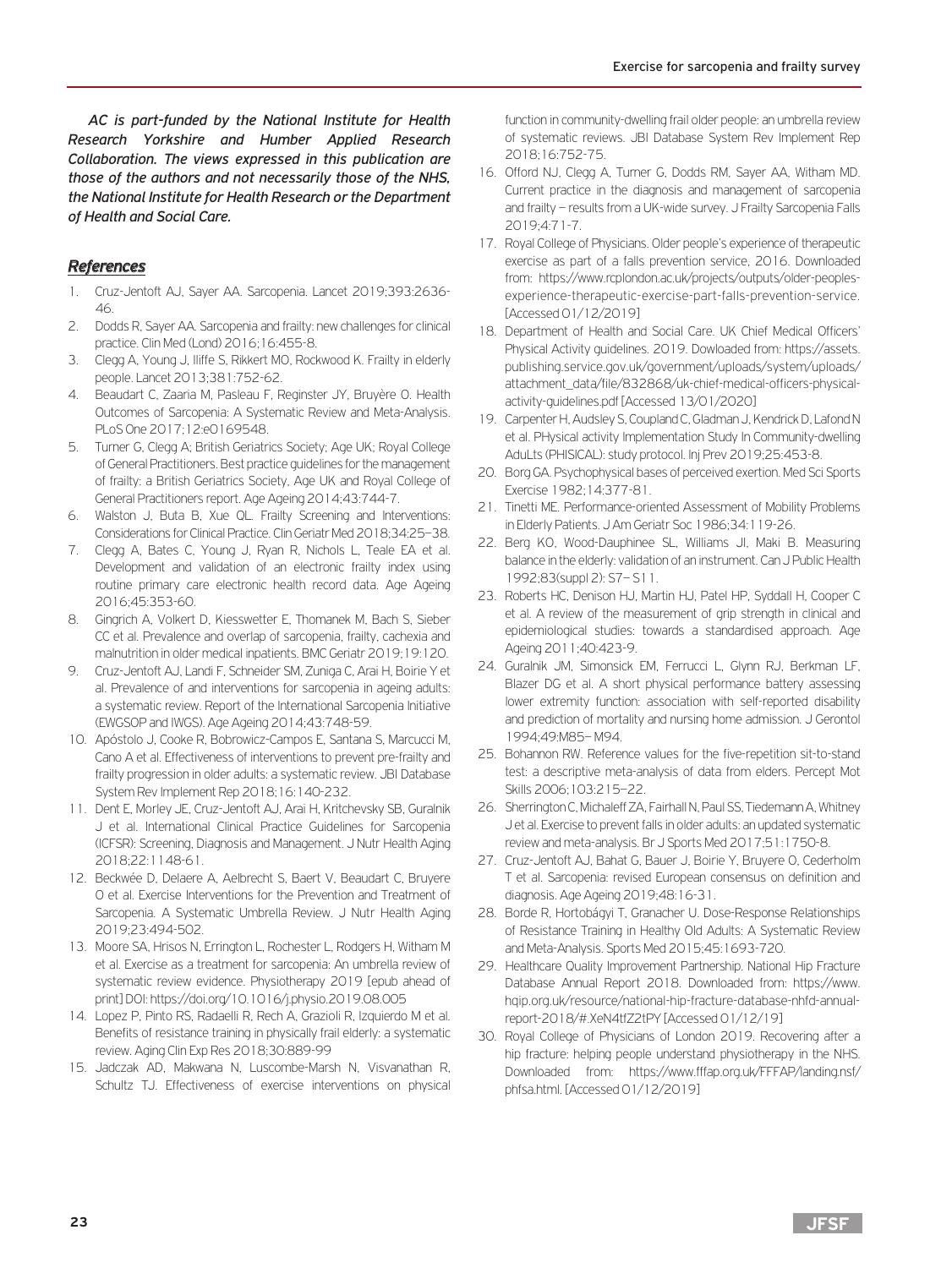*AC is part-funded by the National Institute for Health Research Yorkshire and Humber Applied Research Collaboration. The views expressed in this publication are those of the authors and not necessarily those of the NHS, the National Institute for Health Research or the Department of Health and Social Care.*

## References

1. Cruz-Jentoft AJ, Sayer AA. Sarcopenia. Lancet 2019;393:2636-46.
2. Dodds R, Sayer AA. Sarcopenia and frailty: new challenges for clinical practice. Clin Med (Lond) 2016;16:455-8.
3. Clegg A, Young J, Iliffe S, Rikkert MO, Rockwood K. Frailty in elderly people. Lancet 2013;381:752-62.
4. Beaudart C, Zaaria M, Pasleau F, Reginster JY, Bruyère O. Health Outcomes of Sarcopenia: A Systematic Review and Meta-Analysis. PLoS One 2017;12:e0169548.
5. Turner G, Clegg A; British Geriatrics Society; Age UK; Royal College of General Practitioners. Best practice guidelines for the management of frailty: a British Geriatrics Society, Age UK and Royal College of General Practitioners report. Age Ageing 2014;43:744-7.
6. Walston J, Buta B, Xue QL. Frailty Screening and Interventions: Considerations for Clinical Practice. Clin Geriatr Med 2018;34:25–38.
7. Clegg A, Bates C, Young J, Ryan R, Nichols L, Teale EA et al. Development and validation of an electronic frailty index using routine primary care electronic health record data. Age Ageing 2016;45:353-60.
8. Gingrich A, Volkert D, Kiesswetter E, Thomanek M, Bach S, Sieber CC et al. Prevalence and overlap of sarcopenia, frailty, cachexia and malnutrition in older medical inpatients. BMC Geriatr 2019;19:120.
9. Cruz-Jentoft AJ, Landi F, Schneider SM, Zuniga C, Arai H, Boirie Y et al. Prevalence of and interventions for sarcopenia in ageing adults: a systematic review. Report of the International Sarcopenia Initiative (EWGSOP and IWGS). Age Ageing 2014;43:748-59.
10. Apóstolo J, Cooke R, Bobrowicz-Campos E, Santana S, Marcucci M, Cano A et al. Effectiveness of interventions to prevent pre-frailty and frailty progression in older adults: a systematic review. JBI Database System Rev Implement Rep 2018;16:140-232.
11. Dent E, Morley JE, Cruz-Jentoft AJ, Arai H, Kritchevsky SB, Guralnik J et al. International Clinical Practice Guidelines for Sarcopenia (ICFSR): Screening, Diagnosis and Management. J Nutr Health Aging 2018;22:1148-61.
12. Beckwée D, Delaere A, Aelbrecht S, Baert V, Beaudart C, Bruyere O et al. Exercise Interventions for the Prevention and Treatment of Sarcopenia. A Systematic Umbrella Review. J Nutr Health Aging 2019;23:494-502.
13. Moore SA, Hrisos N, Errington L, Rochester L, Rodgers H, Witham M et al. Exercise as a treatment for sarcopenia: An umbrella review of systematic review evidence. Physiotherapy 2019 [epub ahead of print] DOI: https://doi.org/10.1016/j.physio.2019.08.005
14. Lopez P, Pinto RS, Radaelli R, Rech A, Grazioli R, Izquierdo M et al. Benefits of resistance training in physically frail elderly: a systematic review. Aging Clin Exp Res 2018;30:889-99
15. Jadczak AD, Makwana N, Luscombe-Marsh N, Visvanathan R, Schultz TJ. Effectiveness of exercise interventions on physical function in community-dwelling frail older people: an umbrella review of systematic reviews. JBI Database System Rev Implement Rep 2018;16:752-75.
16. Offord NJ, Clegg A, Turner G, Dodds RM, Sayer AA, Witham MD. Current practice in the diagnosis and management of sarcopenia and frailty – results from a UK-wide survey. J Frailty Sarcopenia Falls 2019;4:71-7.
17. Royal College of Physicians. Older people's experience of therapeutic exercise as part of a falls prevention service, 2016. Downloaded from: https://www.rcplondon.ac.uk/projects/outputs/older-peoples-experience-therapeutic-exercise-part-falls-prevention-service. [Accessed 01/12/2019]
18. Department of Health and Social Care. UK Chief Medical Officers' Physical Activity guidelines. 2019. Dowloaded from: https://assets.publishing.service.gov.uk/government/uploads/system/uploads/attachment_data/file/832868/uk-chief-medical-officers-physical-activity-guidelines.pdf [Accessed 13/01/2020]
19. Carpenter H, Audsley S, Coupland C, Gladman J, Kendrick D, Lafond N et al. PHysical activity Implementation Study In Community-dwelling AduLts (PHISICAL): study protocol. Inj Prev 2019;25:453-8.
20. Borg GA. Psychophysical bases of perceived exertion. Med Sci Sports Exercise 1982;14:377-81.
21. Tinetti ME. Performance-oriented Assessment of Mobility Problems in Elderly Patients. J Am Geriatr Soc 1986;34:119-26.
22. Berg KO, Wood-Dauphinee SL, Williams JI, Maki B. Measuring balance in the elderly: validation of an instrument. Can J Public Health 1992;83(suppl 2): S7– S11.
23. Roberts HC, Denison HJ, Martin HJ, Patel HP, Syddall H, Cooper C et al. A review of the measurement of grip strength in clinical and epidemiological studies: towards a standardised approach. Age Ageing 2011;40:423-9.
24. Guralnik JM, Simonsick EM, Ferrucci L, Glynn RJ, Berkman LF, Blazer DG et al. A short physical performance battery assessing lower extremity function: association with self-reported disability and prediction of mortality and nursing home admission. J Gerontol 1994;49:M85– M94.
25. Bohannon RW. Reference values for the five-repetition sit-to-stand test: a descriptive meta-analysis of data from elders. Percept Mot Skills 2006;103:215–22.
26. Sherrington C, Michaleff ZA, Fairhall N, Paul SS, Tiedemann A, Whitney J et al. Exercise to prevent falls in older adults: an updated systematic review and meta-analysis. Br J Sports Med 2017;51:1750-8.
27. Cruz-Jentoft AJ, Bahat G, Bauer J, Boirie Y, Bruyere O, Cederholm T et al. Sarcopenia: revised European consensus on definition and diagnosis. Age Ageing 2019;48:16-31.
28. Borde R, Hortobágyi T, Granacher U. Dose-Response Relationships of Resistance Training in Healthy Old Adults: A Systematic Review and Meta-Analysis. Sports Med 2015;45:1693-720.
29. Healthcare Quality Improvement Partnership. National Hip Fracture Database Annual Report 2018. Downloaded from: https://www.hqip.org.uk/resource/national-hip-fracture-database-nhfd-annual-report-2018/#.XeN4tfZ2tPY [Accessed 01/12/19]
30. Royal College of Physicians of London 2019. Recovering after a hip fracture: helping people understand physiotherapy in the NHS. Downloaded from: https://www.fffap.org.uk/FFFAP/landing.nsf/phfsa.html. [Accessed 01/12/2019]